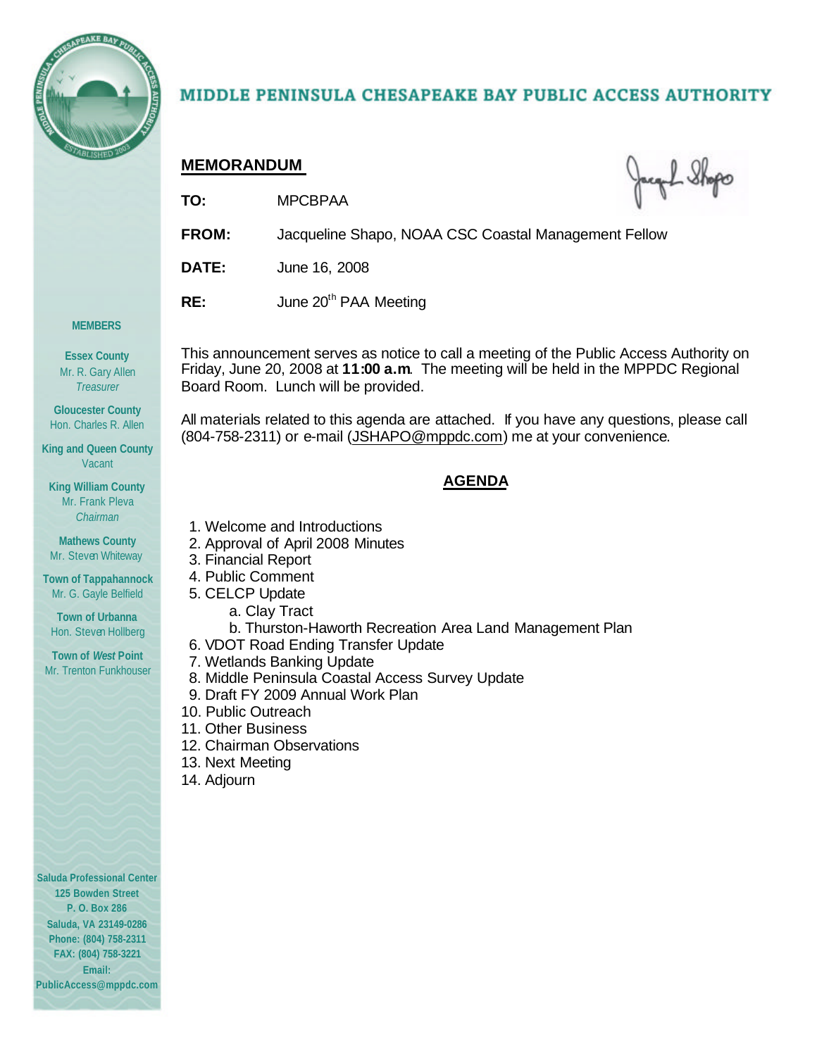# MIDDLE PENINSULA CHESAPEAKE BAY PUBLIC ACCESS AUTHORITY

## MEMORANDUM

**TO:** MPCBPAA

**FROM:** Jacqueline Shapo, NOAA CSC Coastal Management Fellow

**DATE:** June 16, 2008

**RE:** June 20th PAA Meeting

This announcement serves as notice to call a meeting of the Public Access Authority on Friday, June 20, 2008 at **11:00 a.m**. The meeting will be held in the MPPDC Regional Board Room. Lunch will be provided.

All materials related to this agenda are attached. If you have any questions, please call (804-758-2311) or e-mail (JSHAPO@mppdc.com) me at your convenience.

## AGENDA

1. Welcome and Introductions
2. Approval of April 2008 Minutes
3. Financial Report
4. Public Comment
5. CELCP Update
   a. Clay Tract
   b. Thurston-Haworth Recreation Area Land Management Plan
6. VDOT Road Ending Transfer Update
7. Wetlands Banking Update
8. Middle Peninsula Coastal Access Survey Update
9. Draft FY 2009 Annual Work Plan
10. Public Outreach
11. Other Business
12. Chairman Observations
13. Next Meeting
14. Adjourn

**MEMBERS**

**Essex County**
Mr. R. Gary Allen
*Treasurer*

**Gloucester County**
Hon. Charles R. Allen

**King and Queen County**
Vacant

**King William County**
Mr. Frank Pleva
*Chairman*

**Mathews County**
Mr. Steven Whiteway

**Town of Tappahannock**
Mr. G. Gayle Belfield

**Town of Urbanna**
Hon. Steven Hollberg

**Town of *West* Point**
Mr. Trenton Funkhouser

**Saluda Professional Center**
**125 Bowden Street**
**P. O. Box 286**
**Saluda, VA 23149-0286**
**Phone: (804) 758-2311**
**FAX: (804) 758-3221**
**Email:**
**PublicAccess@mppdc.com**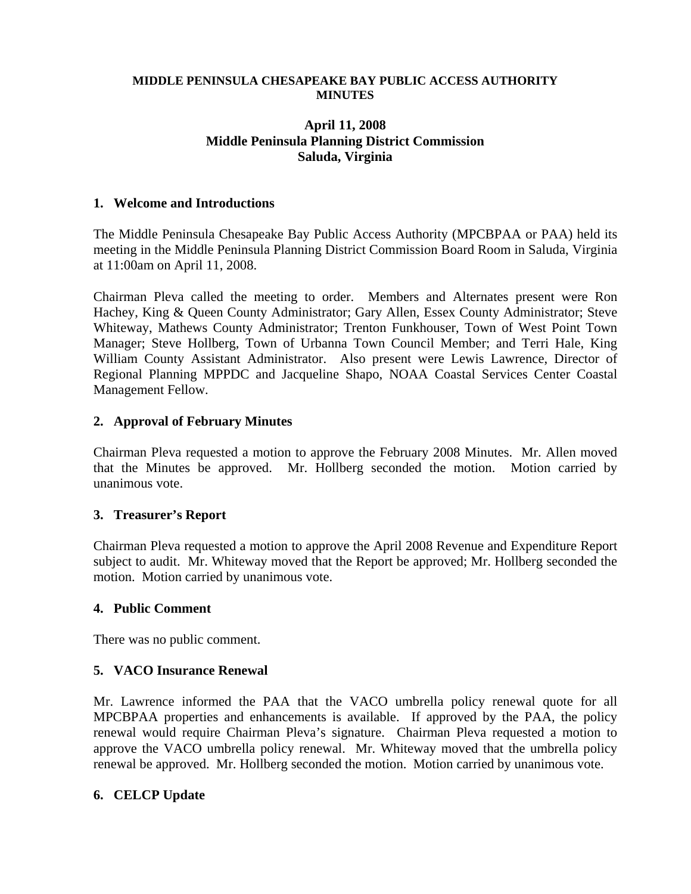**MIDDLE PENINSULA CHESAPEAKE BAY PUBLIC ACCESS AUTHORITY MINUTES**

**April 11, 2008**
**Middle Peninsula Planning District Commission**
**Saluda, Virginia**

## 1. Welcome and Introductions

The Middle Peninsula Chesapeake Bay Public Access Authority (MPCBPAA or PAA) held its meeting in the Middle Peninsula Planning District Commission Board Room in Saluda, Virginia at 11:00am on April 11, 2008.

Chairman Pleva called the meeting to order. Members and Alternates present were Ron Hachey, King & Queen County Administrator; Gary Allen, Essex County Administrator; Steve Whiteway, Mathews County Administrator; Trenton Funkhouser, Town of West Point Town Manager; Steve Hollberg, Town of Urbanna Town Council Member; and Terri Hale, King William County Assistant Administrator. Also present were Lewis Lawrence, Director of Regional Planning MPPDC and Jacqueline Shapo, NOAA Coastal Services Center Coastal Management Fellow.

## 2. Approval of February Minutes

Chairman Pleva requested a motion to approve the February 2008 Minutes. Mr. Allen moved that the Minutes be approved. Mr. Hollberg seconded the motion. Motion carried by unanimous vote.

## 3. Treasurer's Report

Chairman Pleva requested a motion to approve the April 2008 Revenue and Expenditure Report subject to audit. Mr. Whiteway moved that the Report be approved; Mr. Hollberg seconded the motion. Motion carried by unanimous vote.

## 4. Public Comment

There was no public comment.

## 5. VACO Insurance Renewal

Mr. Lawrence informed the PAA that the VACO umbrella policy renewal quote for all MPCBPAA properties and enhancements is available. If approved by the PAA, the policy renewal would require Chairman Pleva's signature. Chairman Pleva requested a motion to approve the VACO umbrella policy renewal. Mr. Whiteway moved that the umbrella policy renewal be approved. Mr. Hollberg seconded the motion. Motion carried by unanimous vote.

## 6. CELCP Update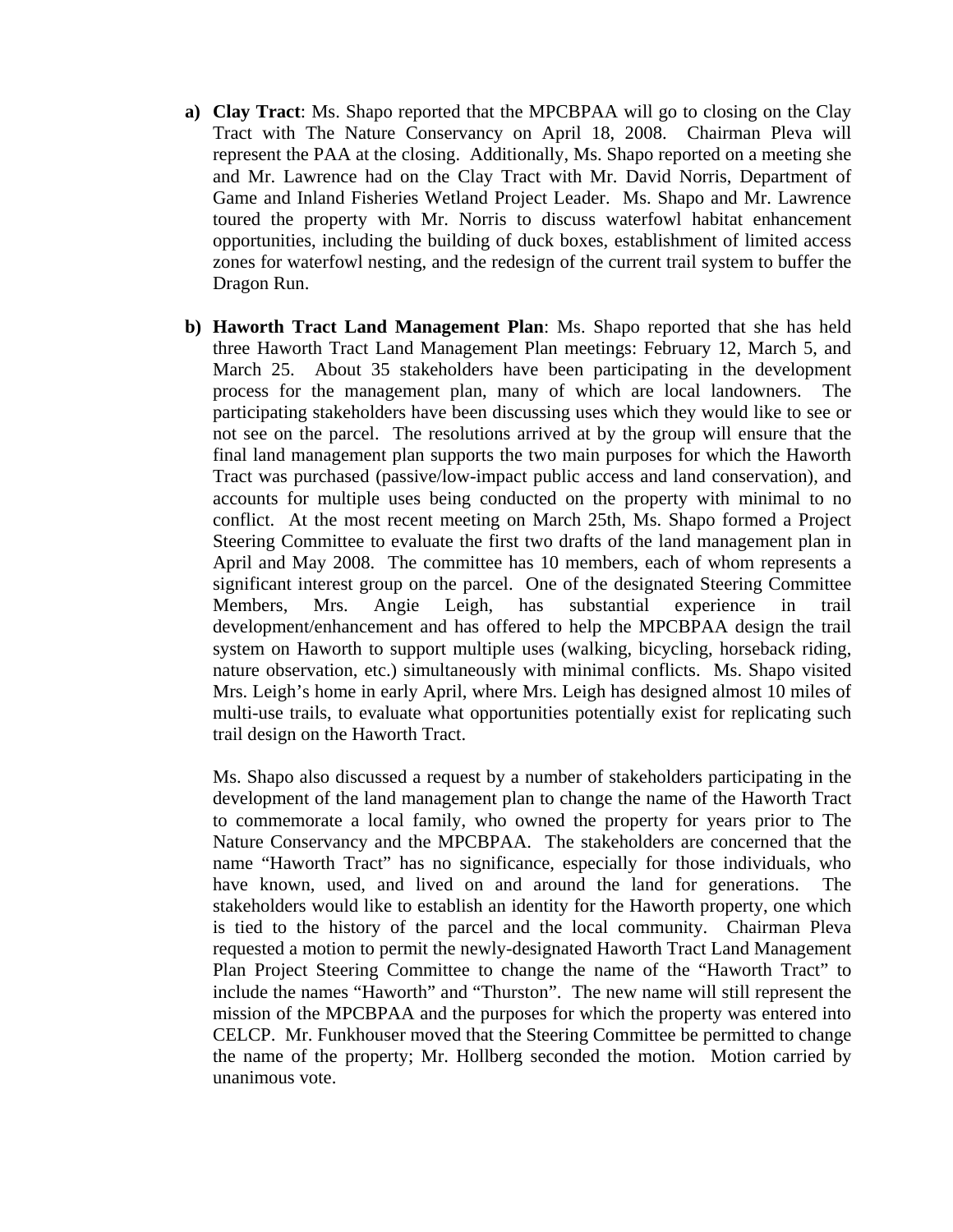a) **Clay Tract**: Ms. Shapo reported that the MPCBPAA will go to closing on the Clay Tract with The Nature Conservancy on April 18, 2008. Chairman Pleva will represent the PAA at the closing. Additionally, Ms. Shapo reported on a meeting she and Mr. Lawrence had on the Clay Tract with Mr. David Norris, Department of Game and Inland Fisheries Wetland Project Leader. Ms. Shapo and Mr. Lawrence toured the property with Mr. Norris to discuss waterfowl habitat enhancement opportunities, including the building of duck boxes, establishment of limited access zones for waterfowl nesting, and the redesign of the current trail system to buffer the Dragon Run.

b) **Haworth Tract Land Management Plan**: Ms. Shapo reported that she has held three Haworth Tract Land Management Plan meetings: February 12, March 5, and March 25. About 35 stakeholders have been participating in the development process for the management plan, many of which are local landowners. The participating stakeholders have been discussing uses which they would like to see or not see on the parcel. The resolutions arrived at by the group will ensure that the final land management plan supports the two main purposes for which the Haworth Tract was purchased (passive/low-impact public access and land conservation), and accounts for multiple uses being conducted on the property with minimal to no conflict. At the most recent meeting on March 25th, Ms. Shapo formed a Project Steering Committee to evaluate the first two drafts of the land management plan in April and May 2008. The committee has 10 members, each of whom represents a significant interest group on the parcel. One of the designated Steering Committee Members, Mrs. Angie Leigh, has substantial experience in trail development/enhancement and has offered to help the MPCBPAA design the trail system on Haworth to support multiple uses (walking, bicycling, horseback riding, nature observation, etc.) simultaneously with minimal conflicts. Ms. Shapo visited Mrs. Leigh's home in early April, where Mrs. Leigh has designed almost 10 miles of multi-use trails, to evaluate what opportunities potentially exist for replicating such trail design on the Haworth Tract.

   Ms. Shapo also discussed a request by a number of stakeholders participating in the development of the land management plan to change the name of the Haworth Tract to commemorate a local family, who owned the property for years prior to The Nature Conservancy and the MPCBPAA. The stakeholders are concerned that the name "Haworth Tract" has no significance, especially for those individuals, who have known, used, and lived on and around the land for generations. The stakeholders would like to establish an identity for the Haworth property, one which is tied to the history of the parcel and the local community. Chairman Pleva requested a motion to permit the newly-designated Haworth Tract Land Management Plan Project Steering Committee to change the name of the "Haworth Tract" to include the names "Haworth" and "Thurston". The new name will still represent the mission of the MPCBPAA and the purposes for which the property was entered into CELCP. Mr. Funkhouser moved that the Steering Committee be permitted to change the name of the property; Mr. Hollberg seconded the motion. Motion carried by unanimous vote.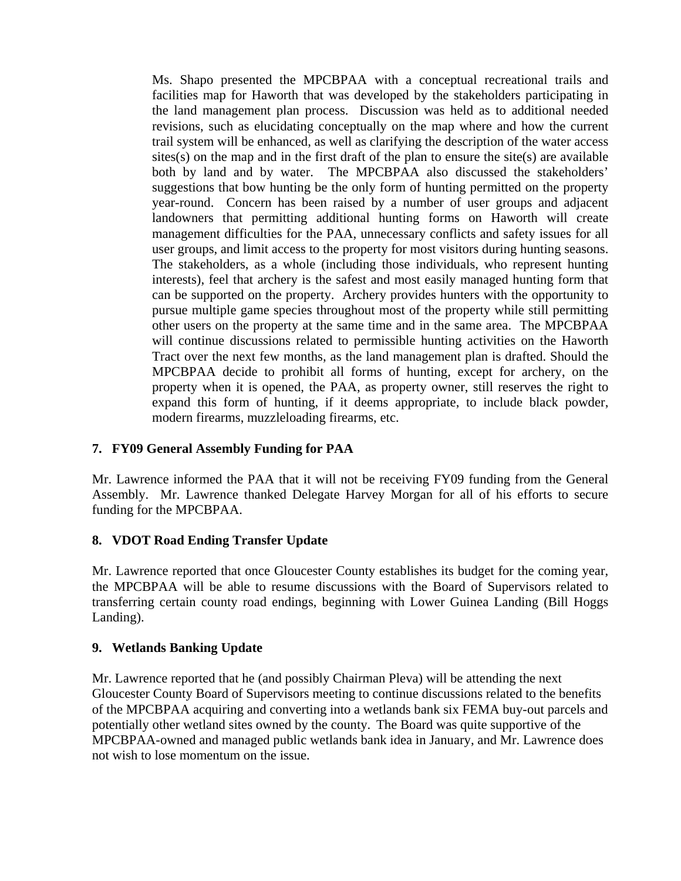Ms. Shapo presented the MPCBPAA with a conceptual recreational trails and facilities map for Haworth that was developed by the stakeholders participating in the land management plan process. Discussion was held as to additional needed revisions, such as elucidating conceptually on the map where and how the current trail system will be enhanced, as well as clarifying the description of the water access sites(s) on the map and in the first draft of the plan to ensure the site(s) are available both by land and by water. The MPCBPAA also discussed the stakeholders' suggestions that bow hunting be the only form of hunting permitted on the property year-round. Concern has been raised by a number of user groups and adjacent landowners that permitting additional hunting forms on Haworth will create management difficulties for the PAA, unnecessary conflicts and safety issues for all user groups, and limit access to the property for most visitors during hunting seasons. The stakeholders, as a whole (including those individuals, who represent hunting interests), feel that archery is the safest and most easily managed hunting form that can be supported on the property. Archery provides hunters with the opportunity to pursue multiple game species throughout most of the property while still permitting other users on the property at the same time and in the same area. The MPCBPAA will continue discussions related to permissible hunting activities on the Haworth Tract over the next few months, as the land management plan is drafted. Should the MPCBPAA decide to prohibit all forms of hunting, except for archery, on the property when it is opened, the PAA, as property owner, still reserves the right to expand this form of hunting, if it deems appropriate, to include black powder, modern firearms, muzzleloading firearms, etc.

**7. FY09 General Assembly Funding for PAA**

Mr. Lawrence informed the PAA that it will not be receiving FY09 funding from the General Assembly. Mr. Lawrence thanked Delegate Harvey Morgan for all of his efforts to secure funding for the MPCBPAA.

**8. VDOT Road Ending Transfer Update**

Mr. Lawrence reported that once Gloucester County establishes its budget for the coming year, the MPCBPAA will be able to resume discussions with the Board of Supervisors related to transferring certain county road endings, beginning with Lower Guinea Landing (Bill Hoggs Landing).

**9. Wetlands Banking Update**

Mr. Lawrence reported that he (and possibly Chairman Pleva) will be attending the next Gloucester County Board of Supervisors meeting to continue discussions related to the benefits of the MPCBPAA acquiring and converting into a wetlands bank six FEMA buy-out parcels and potentially other wetland sites owned by the county. The Board was quite supportive of the MPCBPAA-owned and managed public wetlands bank idea in January, and Mr. Lawrence does not wish to lose momentum on the issue.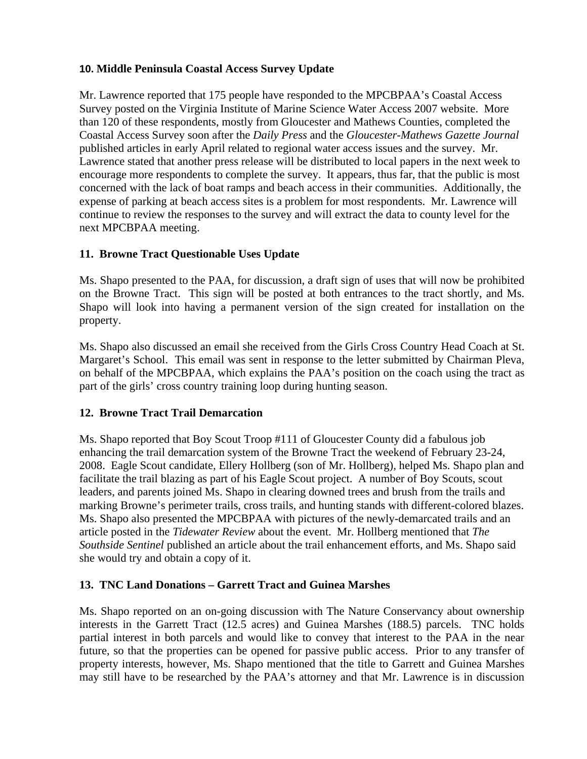**10. Middle Peninsula Coastal Access Survey Update**

Mr. Lawrence reported that 175 people have responded to the MPCBPAA's Coastal Access Survey posted on the Virginia Institute of Marine Science Water Access 2007 website. More than 120 of these respondents, mostly from Gloucester and Mathews Counties, completed the Coastal Access Survey soon after the *Daily Press* and the *Gloucester-Mathews Gazette Journal* published articles in early April related to regional water access issues and the survey. Mr. Lawrence stated that another press release will be distributed to local papers in the next week to encourage more respondents to complete the survey. It appears, thus far, that the public is most concerned with the lack of boat ramps and beach access in their communities. Additionally, the expense of parking at beach access sites is a problem for most respondents. Mr. Lawrence will continue to review the responses to the survey and will extract the data to county level for the next MPCBPAA meeting.

**11. Browne Tract Questionable Uses Update**

Ms. Shapo presented to the PAA, for discussion, a draft sign of uses that will now be prohibited on the Browne Tract. This sign will be posted at both entrances to the tract shortly, and Ms. Shapo will look into having a permanent version of the sign created for installation on the property.

Ms. Shapo also discussed an email she received from the Girls Cross Country Head Coach at St. Margaret's School. This email was sent in response to the letter submitted by Chairman Pleva, on behalf of the MPCBPAA, which explains the PAA's position on the coach using the tract as part of the girls' cross country training loop during hunting season.

**12. Browne Tract Trail Demarcation**

Ms. Shapo reported that Boy Scout Troop #111 of Gloucester County did a fabulous job enhancing the trail demarcation system of the Browne Tract the weekend of February 23-24, 2008. Eagle Scout candidate, Ellery Hollberg (son of Mr. Hollberg), helped Ms. Shapo plan and facilitate the trail blazing as part of his Eagle Scout project. A number of Boy Scouts, scout leaders, and parents joined Ms. Shapo in clearing downed trees and brush from the trails and marking Browne's perimeter trails, cross trails, and hunting stands with different-colored blazes. Ms. Shapo also presented the MPCBPAA with pictures of the newly-demarcated trails and an article posted in the *Tidewater Review* about the event. Mr. Hollberg mentioned that *The Southside Sentinel* published an article about the trail enhancement efforts, and Ms. Shapo said she would try and obtain a copy of it.

**13. TNC Land Donations – Garrett Tract and Guinea Marshes**

Ms. Shapo reported on an on-going discussion with The Nature Conservancy about ownership interests in the Garrett Tract (12.5 acres) and Guinea Marshes (188.5) parcels. TNC holds partial interest in both parcels and would like to convey that interest to the PAA in the near future, so that the properties can be opened for passive public access. Prior to any transfer of property interests, however, Ms. Shapo mentioned that the title to Garrett and Guinea Marshes may still have to be researched by the PAA's attorney and that Mr. Lawrence is in discussion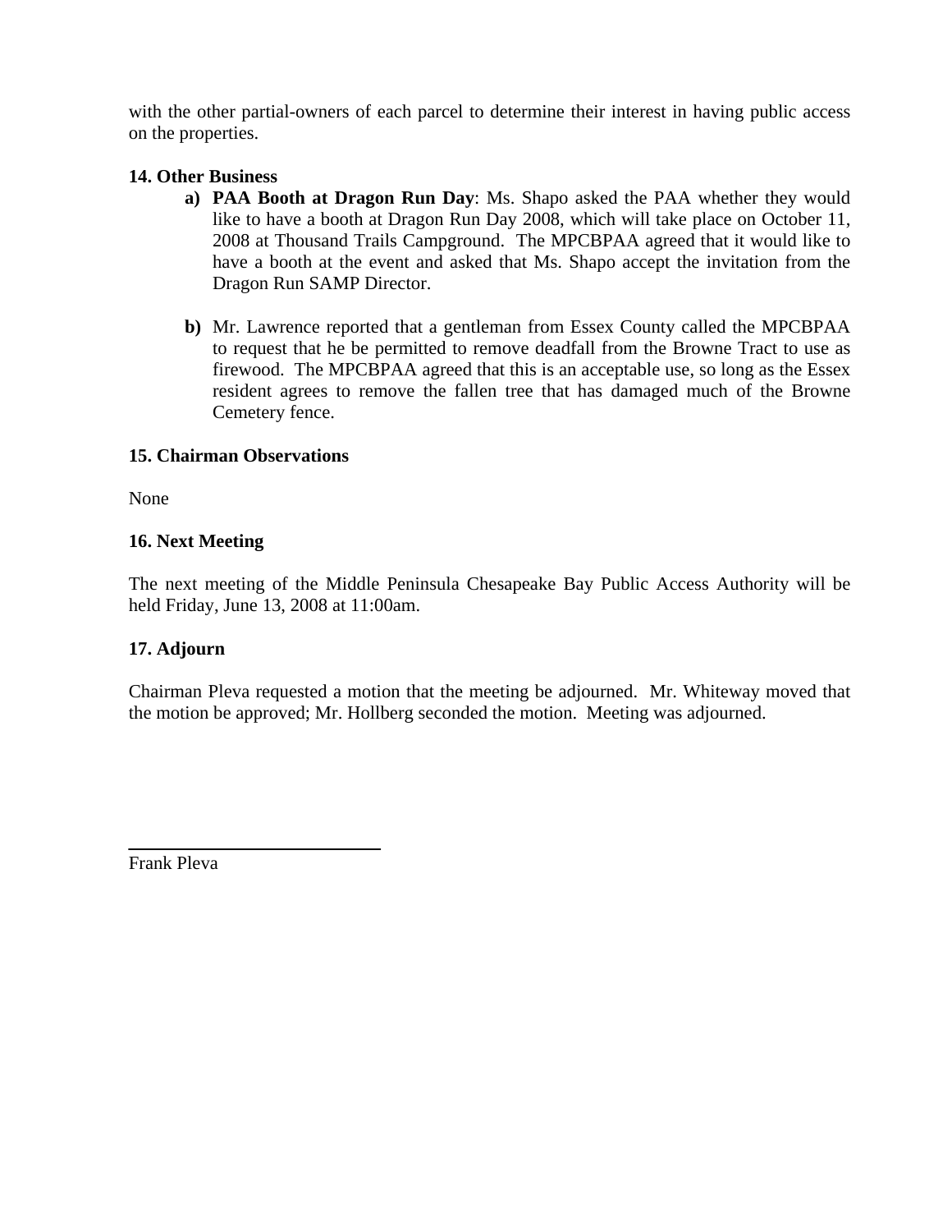with the other partial-owners of each parcel to determine their interest in having public access on the properties.

**14. Other Business**

a) **PAA Booth at Dragon Run Day**: Ms. Shapo asked the PAA whether they would like to have a booth at Dragon Run Day 2008, which will take place on October 11, 2008 at Thousand Trails Campground. The MPCBPAA agreed that it would like to have a booth at the event and asked that Ms. Shapo accept the invitation from the Dragon Run SAMP Director.

b) Mr. Lawrence reported that a gentleman from Essex County called the MPCBPAA to request that he be permitted to remove deadfall from the Browne Tract to use as firewood. The MPCBPAA agreed that this is an acceptable use, so long as the Essex resident agrees to remove the fallen tree that has damaged much of the Browne Cemetery fence.

**15. Chairman Observations**

None

**16. Next Meeting**

The next meeting of the Middle Peninsula Chesapeake Bay Public Access Authority will be held Friday, June 13, 2008 at 11:00am.

**17. Adjourn**

Chairman Pleva requested a motion that the meeting be adjourned. Mr. Whiteway moved that the motion be approved; Mr. Hollberg seconded the motion. Meeting was adjourned.

\_\_\_\_\_\_\_\_\_\_\_\_\_\_\_\_\_\_\_\_\_\_\_\_\_\_\_\_

Frank Pleva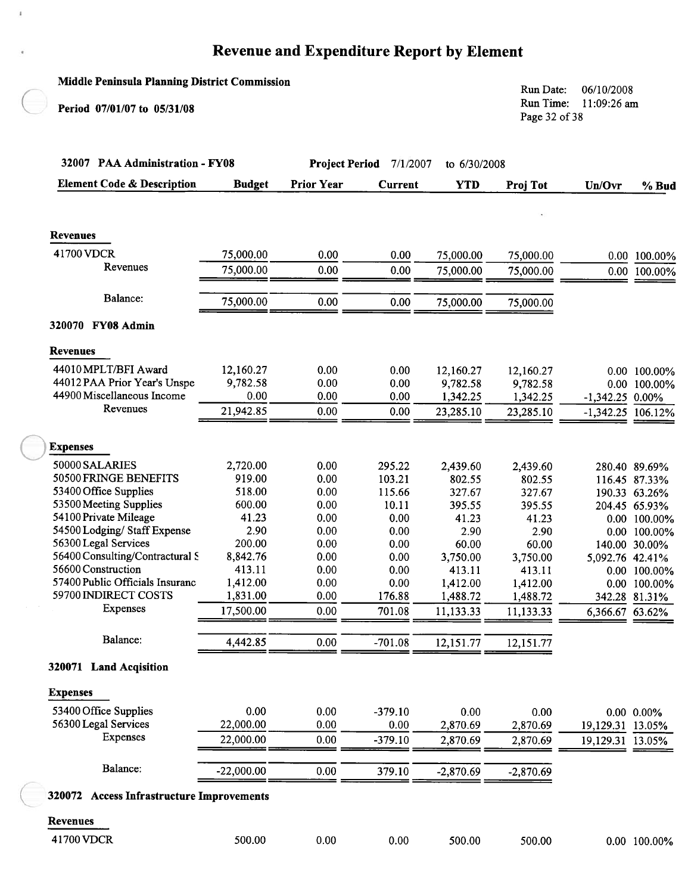# Revenue and Expenditure Report by Element

**Middle Peninsula Planning District Commission**

**Period 07/01/07 to 05/31/08**

Run Date: 06/10/2008
Run Time: 11:09:26 am

**32007 PAA Administration - FY08** — **Project Period** 7/1/2007 to 6/30/2008

| Element Code & Description | Budget | Prior Year | Current | YTD | Proj Tot | Un/Ovr | % Bud |
|---|---|---|---|---|---|---|---|
| **Revenues** | | | | | | | |
| 41700 VDCR | 75,000.00 | 0.00 | 0.00 | 75,000.00 | 75,000.00 | 0.00 | 100.00% |
| Revenues | 75,000.00 | 0.00 | 0.00 | 75,000.00 | 75,000.00 | 0.00 | 100.00% |
| Balance: | 75,000.00 | 0.00 | 0.00 | 75,000.00 | 75,000.00 | | |
| **320070 FY08 Admin** | | | | | | | |
| **Revenues** | | | | | | | |
| 44010 MPLT/BFI Award | 12,160.27 | 0.00 | 0.00 | 12,160.27 | 12,160.27 | 0.00 | 100.00% |
| 44012 PAA Prior Year's Unspe | 9,782.58 | 0.00 | 0.00 | 9,782.58 | 9,782.58 | 0.00 | 100.00% |
| 44900 Miscellaneous Income | 0.00 | 0.00 | 0.00 | 1,342.25 | 1,342.25 | -1,342.25 | 0.00% |
| Revenues | 21,942.85 | 0.00 | 0.00 | 23,285.10 | 23,285.10 | -1,342.25 | 106.12% |
| **Expenses** | | | | | | | |
| 50000 SALARIES | 2,720.00 | 0.00 | 295.22 | 2,439.60 | 2,439.60 | 280.40 | 89.69% |
| 50500 FRINGE BENEFITS | 919.00 | 0.00 | 103.21 | 802.55 | 802.55 | 116.45 | 87.33% |
| 53400 Office Supplies | 518.00 | 0.00 | 115.66 | 327.67 | 327.67 | 190.33 | 63.26% |
| 53500 Meeting Supplies | 600.00 | 0.00 | 10.11 | 395.55 | 395.55 | 204.45 | 65.93% |
| 54100 Private Mileage | 41.23 | 0.00 | 0.00 | 41.23 | 41.23 | 0.00 | 100.00% |
| 54500 Lodging/ Staff Expense | 2.90 | 0.00 | 0.00 | 2.90 | 2.90 | 0.00 | 100.00% |
| 56300 Legal Services | 200.00 | 0.00 | 0.00 | 60.00 | 60.00 | 140.00 | 30.00% |
| 56400 Consulting/Contractural S | 8,842.76 | 0.00 | 0.00 | 3,750.00 | 3,750.00 | 5,092.76 | 42.41% |
| 56600 Construction | 413.11 | 0.00 | 0.00 | 413.11 | 413.11 | 0.00 | 100.00% |
| 57400 Public Officials Insuranc | 1,412.00 | 0.00 | 0.00 | 1,412.00 | 1,412.00 | 0.00 | 100.00% |
| 59700 INDIRECT COSTS | 1,831.00 | 0.00 | 176.88 | 1,488.72 | 1,488.72 | 342.28 | 81.31% |
| Expenses | 17,500.00 | 0.00 | 701.08 | 11,133.33 | 11,133.33 | 6,366.67 | 63.62% |
| Balance: | 4,442.85 | 0.00 | -701.08 | 12,151.77 | 12,151.77 | | |
| **320071 Land Acqisition** | | | | | | | |
| **Expenses** | | | | | | | |
| 53400 Office Supplies | 0.00 | 0.00 | -379.10 | 0.00 | 0.00 | 0.00 | 0.00% |
| 56300 Legal Services | 22,000.00 | 0.00 | 0.00 | 2,870.69 | 2,870.69 | 19,129.31 | 13.05% |
| Expenses | 22,000.00 | 0.00 | -379.10 | 2,870.69 | 2,870.69 | 19,129.31 | 13.05% |
| Balance: | -22,000.00 | 0.00 | 379.10 | -2,870.69 | -2,870.69 | | |
| **320072 Access Infrastructure Improvements** | | | | | | | |
| **Revenues** | | | | | | | |
| 41700 VDCR | 500.00 | 0.00 | 0.00 | 500.00 | 500.00 | 0.00 | 100.00% |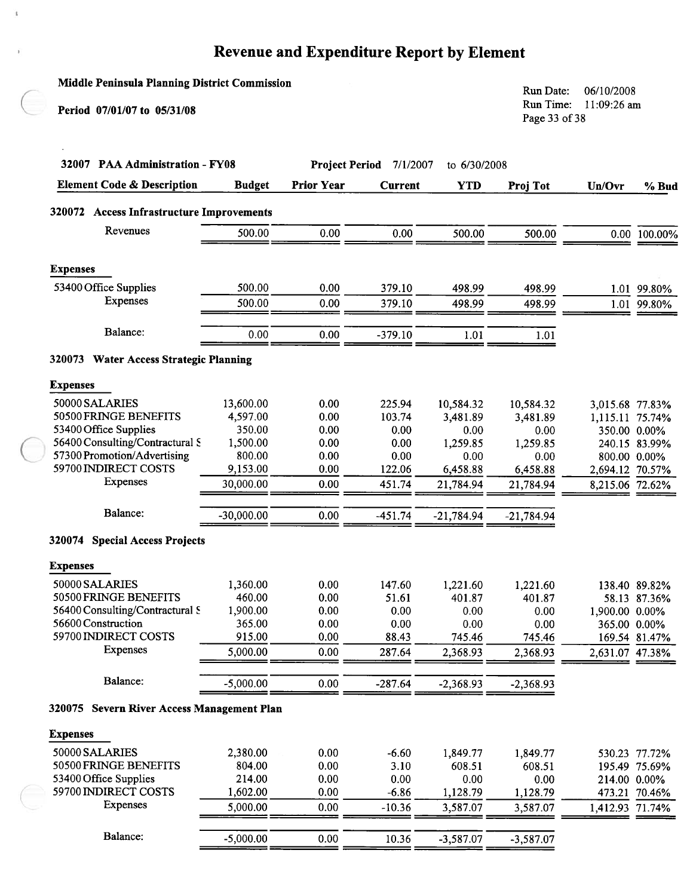# Revenue and Expenditure Report by Element

**Middle Peninsula Planning District Commission**

**Period 07/01/07 to 05/31/08**

Run Date: 06/10/2008
Run Time: 11:09:26 am

**32007 PAA Administration - FY08** — **Project Period** 7/1/2007 to 6/30/2008

| Element Code & Description | Budget | Prior Year | Current | YTD | Proj Tot | Un/Ovr | % Bud |
|---|---|---|---|---|---|---|---|
| **320072 Access Infrastructure Improvements** | | | | | | | |
| Revenues | 500.00 | 0.00 | 0.00 | 500.00 | 500.00 | 0.00 | 100.00% |
| **Expenses** | | | | | | | |
| 53400 Office Supplies | 500.00 | 0.00 | 379.10 | 498.99 | 498.99 | 1.01 | 99.80% |
| Expenses | 500.00 | 0.00 | 379.10 | 498.99 | 498.99 | 1.01 | 99.80% |
| Balance: | 0.00 | 0.00 | -379.10 | 1.01 | 1.01 | | |
| **320073 Water Access Strategic Planning** | | | | | | | |
| **Expenses** | | | | | | | |
| 50000 SALARIES | 13,600.00 | 0.00 | 225.94 | 10,584.32 | 10,584.32 | 3,015.68 | 77.83% |
| 50500 FRINGE BENEFITS | 4,597.00 | 0.00 | 103.74 | 3,481.89 | 3,481.89 | 1,115.11 | 75.74% |
| 53400 Office Supplies | 350.00 | 0.00 | 0.00 | 0.00 | 0.00 | 350.00 | 0.00% |
| 56400 Consulting/Contractural S | 1,500.00 | 0.00 | 0.00 | 1,259.85 | 1,259.85 | 240.15 | 83.99% |
| 57300 Promotion/Advertising | 800.00 | 0.00 | 0.00 | 0.00 | 0.00 | 800.00 | 0.00% |
| 59700 INDIRECT COSTS | 9,153.00 | 0.00 | 122.06 | 6,458.88 | 6,458.88 | 2,694.12 | 70.57% |
| Expenses | 30,000.00 | 0.00 | 451.74 | 21,784.94 | 21,784.94 | 8,215.06 | 72.62% |
| Balance: | -30,000.00 | 0.00 | -451.74 | -21,784.94 | -21,784.94 | | |
| **320074 Special Access Projects** | | | | | | | |
| **Expenses** | | | | | | | |
| 50000 SALARIES | 1,360.00 | 0.00 | 147.60 | 1,221.60 | 1,221.60 | 138.40 | 89.82% |
| 50500 FRINGE BENEFITS | 460.00 | 0.00 | 51.61 | 401.87 | 401.87 | 58.13 | 87.36% |
| 56400 Consulting/Contractural S | 1,900.00 | 0.00 | 0.00 | 0.00 | 0.00 | 1,900.00 | 0.00% |
| 56600 Construction | 365.00 | 0.00 | 0.00 | 0.00 | 0.00 | 365.00 | 0.00% |
| 59700 INDIRECT COSTS | 915.00 | 0.00 | 88.43 | 745.46 | 745.46 | 169.54 | 81.47% |
| Expenses | 5,000.00 | 0.00 | 287.64 | 2,368.93 | 2,368.93 | 2,631.07 | 47.38% |
| Balance: | -5,000.00 | 0.00 | -287.64 | -2,368.93 | -2,368.93 | | |
| **320075 Severn River Access Management Plan** | | | | | | | |
| **Expenses** | | | | | | | |
| 50000 SALARIES | 2,380.00 | 0.00 | -6.60 | 1,849.77 | 1,849.77 | 530.23 | 77.72% |
| 50500 FRINGE BENEFITS | 804.00 | 0.00 | 3.10 | 608.51 | 608.51 | 195.49 | 75.69% |
| 53400 Office Supplies | 214.00 | 0.00 | 0.00 | 0.00 | 0.00 | 214.00 | 0.00% |
| 59700 INDIRECT COSTS | 1,602.00 | 0.00 | -6.86 | 1,128.79 | 1,128.79 | 473.21 | 70.46% |
| Expenses | 5,000.00 | 0.00 | -10.36 | 3,587.07 | 3,587.07 | 1,412.93 | 71.74% |
| Balance: | -5,000.00 | 0.00 | 10.36 | -3,587.07 | -3,587.07 | | |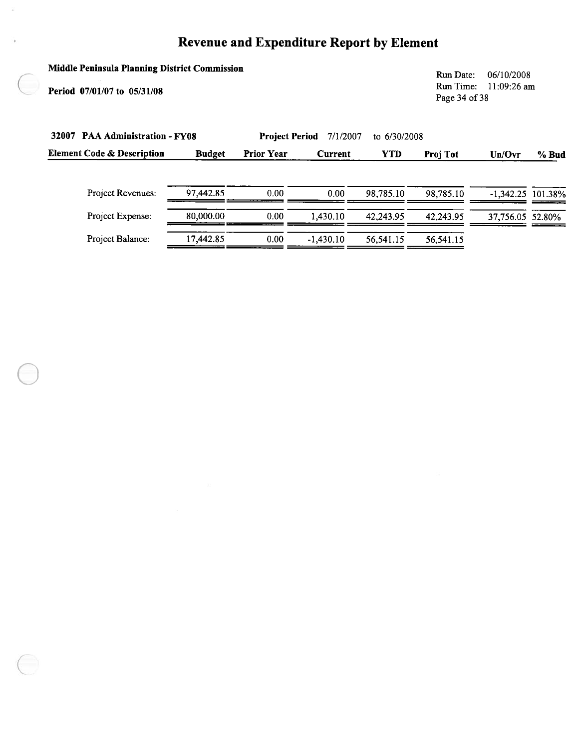# Revenue and Expenditure Report by Element

**Middle Peninsula Planning District Commission**

**Period 07/01/07 to 05/31/08**

Run Date: 06/10/2008
Run Time: 11:09:26 am

**32007 PAA Administration - FY08** **Project Period** 7/1/2007 to 6/30/2008

| Element Code & Description | Budget | Prior Year | Current | YTD | Proj Tot | Un/Ovr | % Bud |
|---|---|---|---|---|---|---|---|
| Project Revenues: | 97,442.85 | 0.00 | 0.00 | 98,785.10 | 98,785.10 | -1,342.25 | 101.38% |
| Project Expense: | 80,000.00 | 0.00 | 1,430.10 | 42,243.95 | 42,243.95 | 37,756.05 | 52.80% |
| Project Balance: | 17,442.85 | 0.00 | -1,430.10 | 56,541.15 | 56,541.15 | | |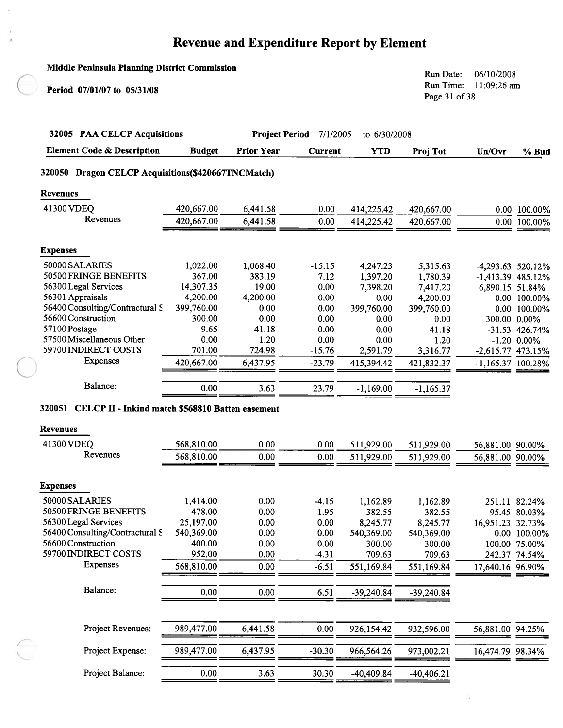# Revenue and Expenditure Report by Element

**Middle Peninsula Planning District Commission**

**Period 07/01/07 to 05/31/08**

Run Date: 06/10/2008
Run Time: 11:09:26 am

**32005 PAA CELCP Acquisitions** — **Project Period** 7/1/2005 to 6/30/2008

| Element Code & Description | Budget | Prior Year | Current | YTD | Proj Tot | Un/Ovr | % Bud |
|---|---|---|---|---|---|---|---|
| **320050 Dragon CELCP Acquisitions($420667TNCMatch)** | | | | | | | |
| **Revenues** | | | | | | | |
| 41300 VDEQ | 420,667.00 | 6,441.58 | 0.00 | 414,225.42 | 420,667.00 | 0.00 | 100.00% |
| Revenues | 420,667.00 | 6,441.58 | 0.00 | 414,225.42 | 420,667.00 | 0.00 | 100.00% |
| **Expenses** | | | | | | | |
| 50000 SALARIES | 1,022.00 | 1,068.40 | -15.15 | 4,247.23 | 5,315.63 | -4,293.63 | 520.12% |
| 50500 FRINGE BENEFITS | 367.00 | 383.19 | 7.12 | 1,397.20 | 1,780.39 | -1,413.39 | 485.12% |
| 56300 Legal Services | 14,307.35 | 19.00 | 0.00 | 7,398.20 | 7,417.20 | 6,890.15 | 51.84% |
| 56301 Appraisals | 4,200.00 | 4,200.00 | 0.00 | 0.00 | 4,200.00 | 0.00 | 100.00% |
| 56400 Consulting/Contractural S | 399,760.00 | 0.00 | 0.00 | 399,760.00 | 399,760.00 | 0.00 | 100.00% |
| 56600 Construction | 300.00 | 0.00 | 0.00 | 0.00 | 0.00 | 300.00 | 0.00% |
| 57100 Postage | 9.65 | 41.18 | 0.00 | 0.00 | 41.18 | -31.53 | 426.74% |
| 57500 Miscellaneous Other | 0.00 | 1.20 | 0.00 | 0.00 | 1.20 | -1.20 | 0.00% |
| 59700 INDIRECT COSTS | 701.00 | 724.98 | -15.76 | 2,591.79 | 3,316.77 | -2,615.77 | 473.15% |
| Expenses | 420,667.00 | 6,437.95 | -23.79 | 415,394.42 | 421,832.37 | -1,165.37 | 100.28% |
| Balance: | 0.00 | 3.63 | 23.79 | -1,169.00 | -1,165.37 | | |
| **320051 CELCP II - Inkind match $568810 Batten easement** | | | | | | | |
| **Revenues** | | | | | | | |
| 41300 VDEQ | 568,810.00 | 0.00 | 0.00 | 511,929.00 | 511,929.00 | 56,881.00 | 90.00% |
| Revenues | 568,810.00 | 0.00 | 0.00 | 511,929.00 | 511,929.00 | 56,881.00 | 90.00% |
| **Expenses** | | | | | | | |
| 50000 SALARIES | 1,414.00 | 0.00 | -4.15 | 1,162.89 | 1,162.89 | 251.11 | 82.24% |
| 50500 FRINGE BENEFITS | 478.00 | 0.00 | 1.95 | 382.55 | 382.55 | 95.45 | 80.03% |
| 56300 Legal Services | 25,197.00 | 0.00 | 0.00 | 8,245.77 | 8,245.77 | 16,951.23 | 32.73% |
| 56400 Consulting/Contractural S | 540,369.00 | 0.00 | 0.00 | 540,369.00 | 540,369.00 | 0.00 | 100.00% |
| 56600 Construction | 400.00 | 0.00 | 0.00 | 300.00 | 300.00 | 100.00 | 75.00% |
| 59700 INDIRECT COSTS | 952.00 | 0.00 | -4.31 | 709.63 | 709.63 | 242.37 | 74.54% |
| Expenses | 568,810.00 | 0.00 | -6.51 | 551,169.84 | 551,169.84 | 17,640.16 | 96.90% |
| Balance: | 0.00 | 0.00 | 6.51 | -39,240.84 | -39,240.84 | | |
| Project Revenues: | 989,477.00 | 6,441.58 | 0.00 | 926,154.42 | 932,596.00 | 56,881.00 | 94.25% |
| Project Expense: | 989,477.00 | 6,437.95 | -30.30 | 966,564.26 | 973,002.21 | 16,474.79 | 98.34% |
| Project Balance: | 0.00 | 3.63 | 30.30 | -40,409.84 | -40,406.21 | | |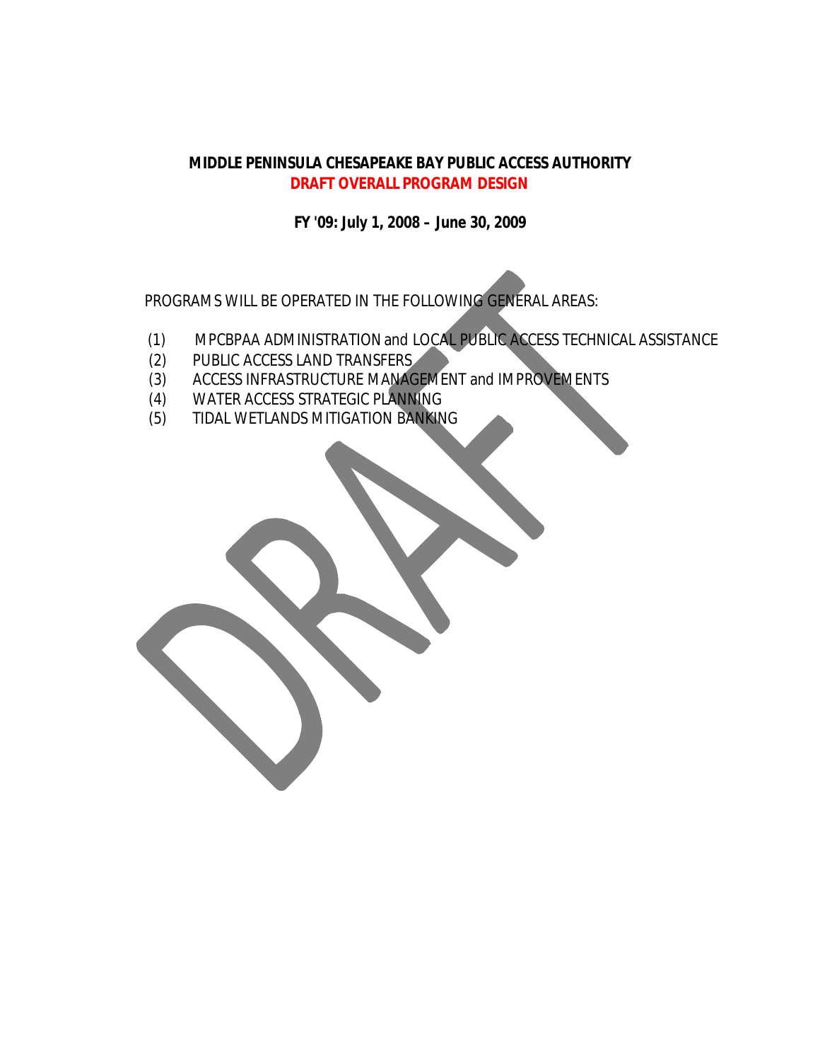**MIDDLE PENINSULA CHESAPEAKE BAY PUBLIC ACCESS AUTHORITY**
**DRAFT OVERALL PROGRAM DESIGN**

**FY '09: July 1, 2008 – June 30, 2009**

PROGRAMS WILL BE OPERATED IN THE FOLLOWING GENERAL AREAS:

(1) MPCBPAA ADMINISTRATION and LOCAL PUBLIC ACCESS TECHNICAL ASSISTANCE
(2) PUBLIC ACCESS LAND TRANSFERS
(3) ACCESS INFRASTRUCTURE MANAGEMENT and IMPROVEMENTS
(4) WATER ACCESS STRATEGIC PLANNING
(5) TIDAL WETLANDS MITIGATION BANKING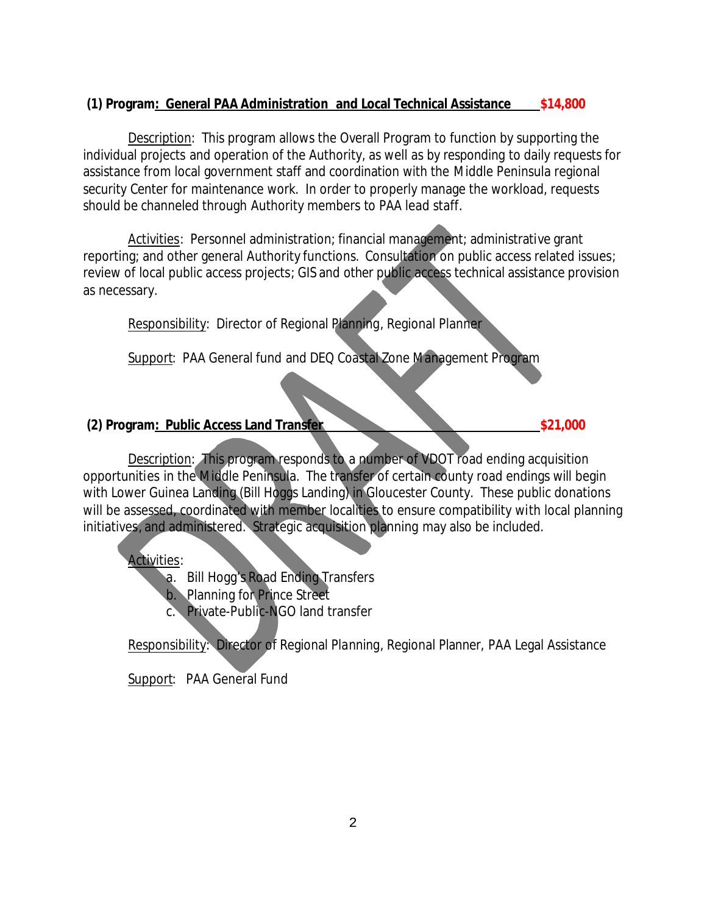**(1) Program: General PAA Administration and Local Technical Assistance $14,800**

Description: This program allows the Overall Program to function by supporting the individual projects and operation of the Authority, as well as by responding to daily requests for assistance from local government staff and coordination with the Middle Peninsula regional security Center for maintenance work. In order to properly manage the workload, requests should be channeled through Authority members to PAA lead staff.

Activities: Personnel administration; financial management; administrative grant reporting; and other general Authority functions. Consultation on public access related issues; review of local public access projects; GIS and other public access technical assistance provision as necessary.

Responsibility: Director of Regional Planning, Regional Planner

Support: PAA General fund and DEQ Coastal Zone Management Program

**(2) Program: Public Access Land Transfer $21,000**

Description: This program responds to a number of VDOT road ending acquisition opportunities in the Middle Peninsula. The transfer of certain county road endings will begin with Lower Guinea Landing (Bill Hoggs Landing) in Gloucester County. These public donations will be assessed, coordinated with member localities to ensure compatibility with local planning initiatives, and administered. Strategic acquisition planning may also be included.

Activities:

a. Bill Hogg's Road Ending Transfers
b. Planning for Prince Street
c. Private-Public-NGO land transfer

Responsibility: Director of Regional Planning, Regional Planner, PAA Legal Assistance

Support: PAA General Fund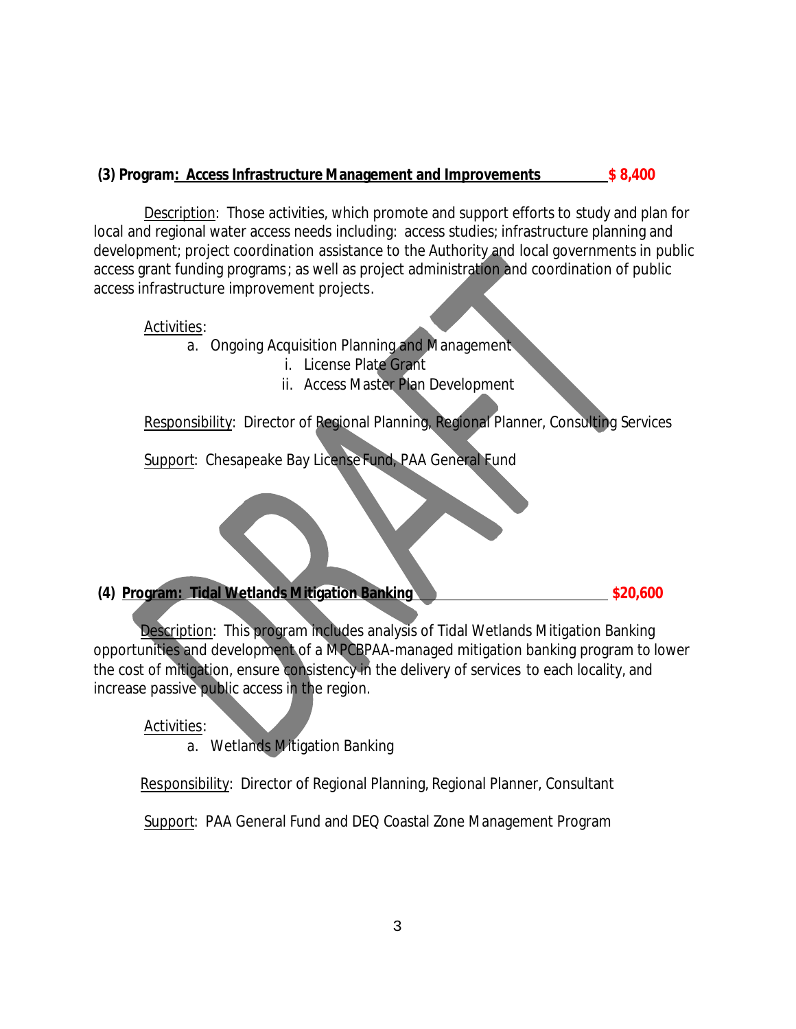**(3) Program: Access Infrastructure Management and Improvements $ 8,400**

Description: Those activities, which promote and support efforts to study and plan for local and regional water access needs including: access studies; infrastructure planning and development; project coordination assistance to the Authority and local governments in public access grant funding programs; as well as project administration and coordination of public access infrastructure improvement projects.

Activities:

a. Ongoing Acquisition Planning and Management
   i. License Plate Grant
   ii. Access Master Plan Development

Responsibility: Director of Regional Planning, Regional Planner, Consulting Services

Support: Chesapeake Bay License Fund, PAA General Fund

**(4) Program: Tidal Wetlands Mitigation Banking $20,600**

Description: This program includes analysis of Tidal Wetlands Mitigation Banking opportunities and development of a MPCBPAA-managed mitigation banking program to lower the cost of mitigation, ensure consistency in the delivery of services to each locality, and increase passive public access in the region.

Activities:

a. Wetlands Mitigation Banking

Responsibility: Director of Regional Planning, Regional Planner, Consultant

Support: PAA General Fund and DEQ Coastal Zone Management Program